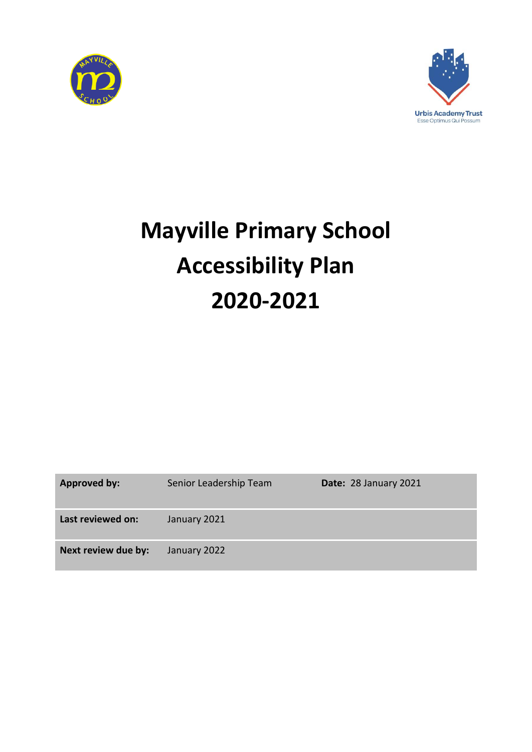# Mayville Primary School
# Accessibility Plan
# 2020-2021

| **Approved by:** | Senior Leadership Team | **Date:** 28 January 2021 |
| --- | --- | --- |
| **Last reviewed on:** | January 2021 | |
| **Next review due by:** | January 2022 | |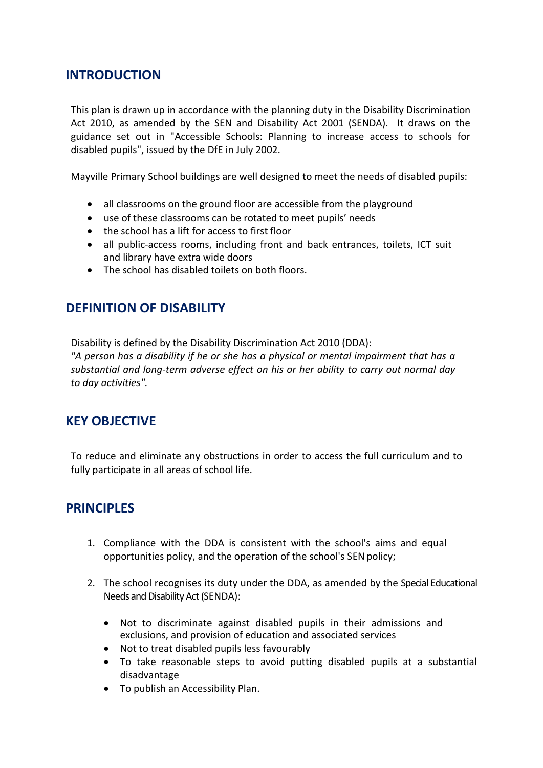## INTRODUCTION

This plan is drawn up in accordance with the planning duty in the Disability Discrimination Act 2010, as amended by the SEN and Disability Act 2001 (SENDA). It draws on the guidance set out in "Accessible Schools: Planning to increase access to schools for disabled pupils", issued by the DfE in July 2002.

Mayville Primary School buildings are well designed to meet the needs of disabled pupils:

- all classrooms on the ground floor are accessible from the playground
- use of these classrooms can be rotated to meet pupils' needs
- the school has a lift for access to first floor
- all public-access rooms, including front and back entrances, toilets, ICT suit and library have extra wide doors
- The school has disabled toilets on both floors.

## DEFINITION OF DISABILITY

Disability is defined by the Disability Discrimination Act 2010 (DDA):
*"A person has a disability if he or she has a physical or mental impairment that has a substantial and long-term adverse effect on his or her ability to carry out normal day to day activities".*

## KEY OBJECTIVE

To reduce and eliminate any obstructions in order to access the full curriculum and to fully participate in all areas of school life.

## PRINCIPLES

1. Compliance with the DDA is consistent with the school's aims and equal opportunities policy, and the operation of the school's SEN policy;

2. The school recognises its duty under the DDA, as amended by the Special Educational Needs and Disability Act (SENDA):

   - Not to discriminate against disabled pupils in their admissions and exclusions, and provision of education and associated services
   - Not to treat disabled pupils less favourably
   - To take reasonable steps to avoid putting disabled pupils at a substantial disadvantage
   - To publish an Accessibility Plan.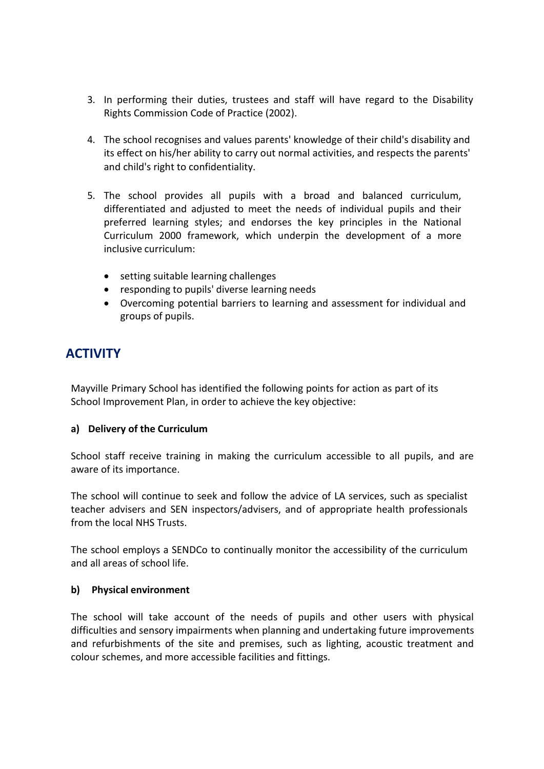3. In performing their duties, trustees and staff will have regard to the Disability Rights Commission Code of Practice (2002).

4. The school recognises and values parents' knowledge of their child's disability and its effect on his/her ability to carry out normal activities, and respects the parents' and child's right to confidentiality.

5. The school provides all pupils with a broad and balanced curriculum, differentiated and adjusted to meet the needs of individual pupils and their preferred learning styles; and endorses the key principles in the National Curriculum 2000 framework, which underpin the development of a more inclusive curriculum:

   - setting suitable learning challenges
   - responding to pupils' diverse learning needs
   - Overcoming potential barriers to learning and assessment for individual and groups of pupils.

## ACTIVITY

Mayville Primary School has identified the following points for action as part of its School Improvement Plan, in order to achieve the key objective:

**a) Delivery of the Curriculum**

School staff receive training in making the curriculum accessible to all pupils, and are aware of its importance.

The school will continue to seek and follow the advice of LA services, such as specialist teacher advisers and SEN inspectors/advisers, and of appropriate health professionals from the local NHS Trusts.

The school employs a SENDCo to continually monitor the accessibility of the curriculum and all areas of school life.

**b) Physical environment**

The school will take account of the needs of pupils and other users with physical difficulties and sensory impairments when planning and undertaking future improvements and refurbishments of the site and premises, such as lighting, acoustic treatment and colour schemes, and more accessible facilities and fittings.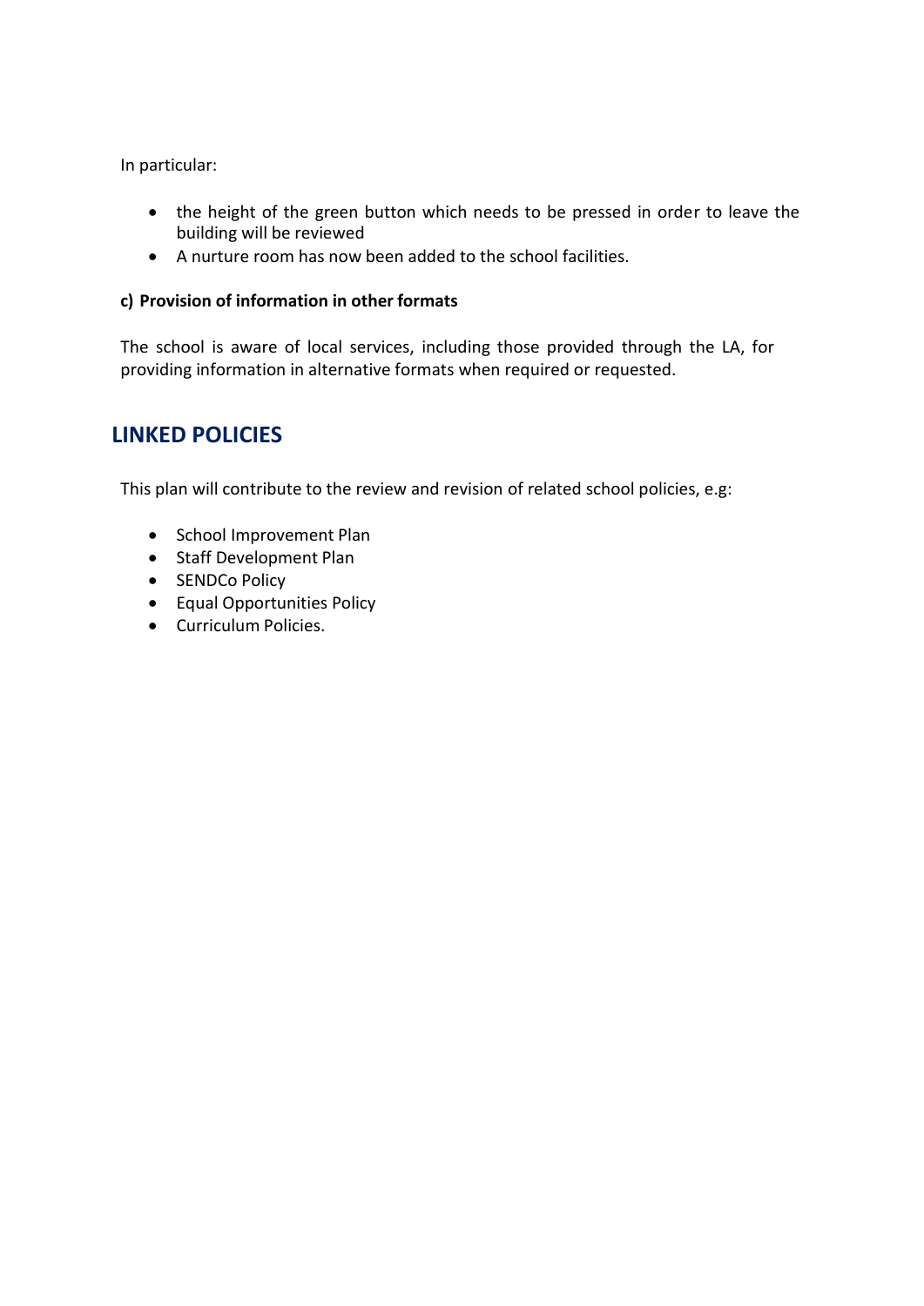In particular:

- the height of the green button which needs to be pressed in order to leave the building will be reviewed
- A nurture room has now been added to the school facilities.

**c) Provision of information in other formats**

The school is aware of local services, including those provided through the LA, for providing information in alternative formats when required or requested.

## LINKED POLICIES

This plan will contribute to the review and revision of related school policies, e.g:

- School Improvement Plan
- Staff Development Plan
- SENDCo Policy
- Equal Opportunities Policy
- Curriculum Policies.